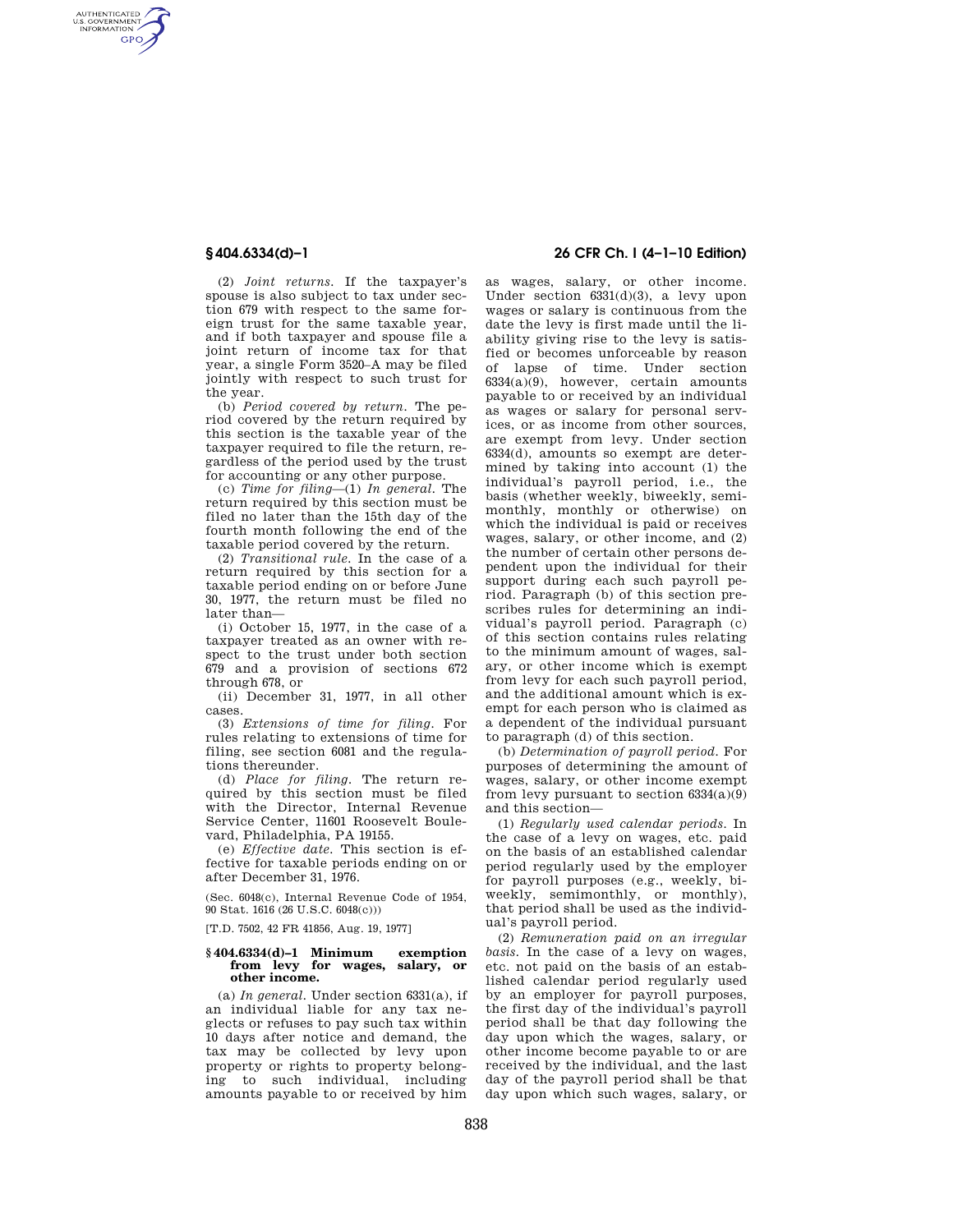(2) *Joint returns.* If the taxpayer's spouse is also subject to tax under section 679 with respect to the same foreign trust for the same taxable year, and if both taxpayer and spouse file a joint return of income tax for that year, a single Form 3520–A may be filed jointly with respect to such trust for the year.

(b) *Period covered by return.* The period covered by the return required by this section is the taxable year of the taxpayer required to file the return, regardless of the period used by the trust for accounting or any other purpose.

(c) *Time for filing*—(1) *In general.* The return required by this section must be filed no later than the 15th day of the fourth month following the end of the taxable period covered by the return.

(2) *Transitional rule.* In the case of a return required by this section for a taxable period ending on or before June 30, 1977, the return must be filed no later than—

(i) October 15, 1977, in the case of a taxpayer treated as an owner with respect to the trust under both section 679 and a provision of sections 672 through 678, or

(ii) December 31, 1977, in all other cases.

(3) *Extensions of time for filing.* For rules relating to extensions of time for filing, see section 6081 and the regulations thereunder.

(d) *Place for filing.* The return required by this section must be filed with the Director, Internal Revenue Service Center, 11601 Roosevelt Boulevard, Philadelphia, PA 19155.

(e) *Effective date.* This section is effective for taxable periods ending on or after December 31, 1976.

(Sec. 6048(c), Internal Revenue Code of 1954, 90 Stat. 1616 (26 U.S.C. 6048(c)))

[T.D. 7502, 42 FR 41856, Aug. 19, 1977]

## § 404.6334(d)–1 Minimum exemption from levy for wages, salary, or other income.

(a) *In general.* Under section 6331(a), if an individual liable for any tax neglects or refuses to pay such tax within 10 days after notice and demand, the tax may be collected by levy upon property or rights to property belonging to such individual, including amounts payable to or received by him as wages, salary, or other income. Under section 6331(d)(3), a levy upon wages or salary is continuous from the date the levy is first made until the liability giving rise to the levy is satisfied or becomes unforceable by reason of lapse of time. Under section 6334(a)(9), however, certain amounts payable to or received by an individual as wages or salary for personal services, or as income from other sources, are exempt from levy. Under section 6334(d), amounts so exempt are determined by taking into account (1) the individual's payroll period, i.e., the basis (whether weekly, biweekly, semimonthly, monthly or otherwise) on which the individual is paid or receives wages, salary, or other income, and (2) the number of certain other persons dependent upon the individual for their support during each such payroll period. Paragraph (b) of this section prescribes rules for determining an individual's payroll period. Paragraph (c) of this section contains rules relating to the minimum amount of wages, salary, or other income which is exempt from levy for each such payroll period, and the additional amount which is exempt for each person who is claimed as a dependent of the individual pursuant to paragraph (d) of this section.

(b) *Determination of payroll period.* For purposes of determining the amount of wages, salary, or other income exempt from levy pursuant to section 6334(a)(9) and this section—

(1) *Regularly used calendar periods.* In the case of a levy on wages, etc. paid on the basis of an established calendar period regularly used by the employer for payroll purposes (e.g., weekly, biweekly, semimonthly, or monthly), that period shall be used as the individual's payroll period.

(2) *Remuneration paid on an irregular basis.* In the case of a levy on wages, etc. not paid on the basis of an established calendar period regularly used by an employer for payroll purposes, the first day of the individual's payroll period shall be that day following the day upon which the wages, salary, or other income become payable to or are received by the individual, and the last day of the payroll period shall be that day upon which such wages, salary, or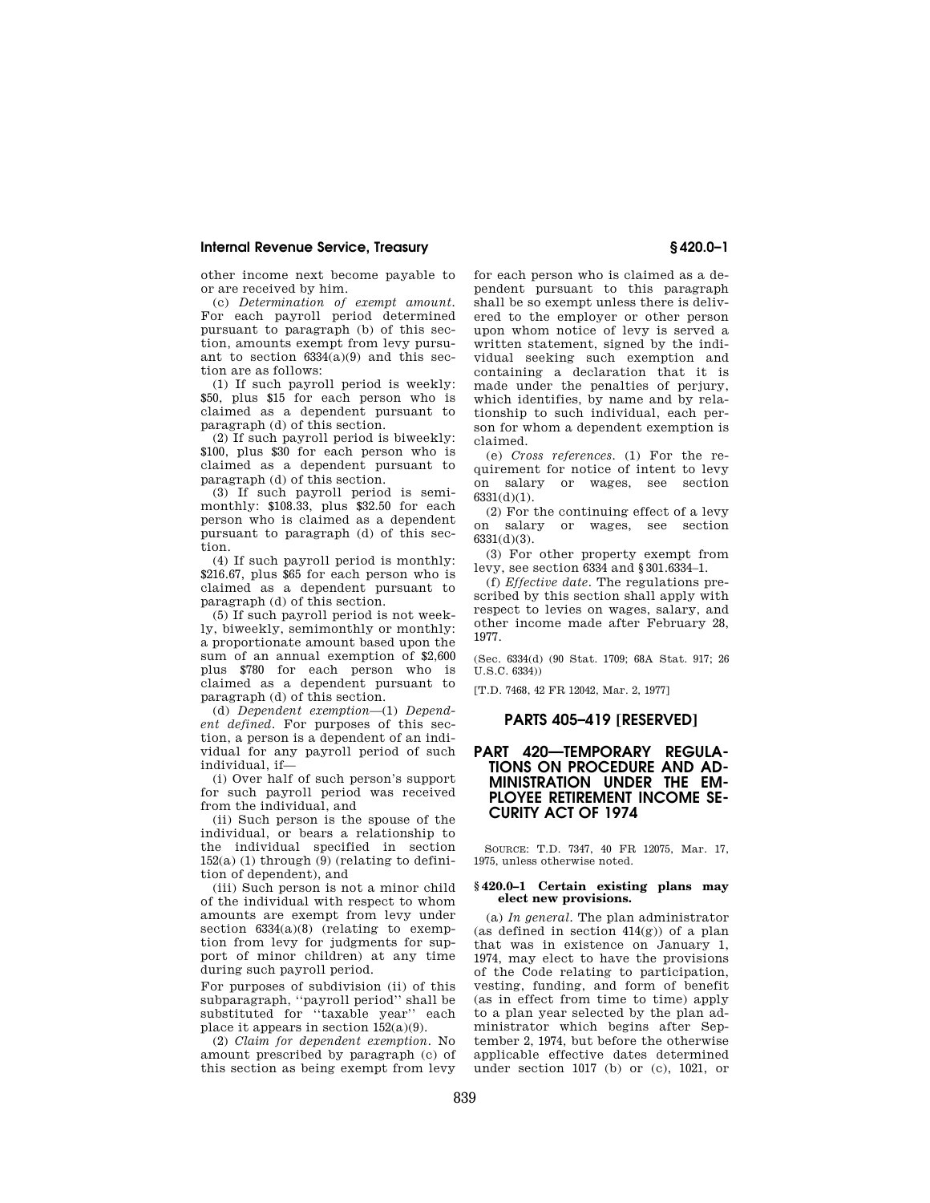other income next become payable to or are received by him.

(c) *Determination of exempt amount.* For each payroll period determined pursuant to paragraph (b) of this section, amounts exempt from levy pursuant to section 6334(a)(9) and this section are as follows:

(1) If such payroll period is weekly: $50, plus $15 for each person who is claimed as a dependent pursuant to paragraph (d) of this section.

(2) If such payroll period is biweekly: $100, plus $30 for each person who is claimed as a dependent pursuant to paragraph (d) of this section.

(3) If such payroll period is semimonthly: $108.33, plus $32.50 for each person who is claimed as a dependent pursuant to paragraph (d) of this section.

(4) If such payroll period is monthly: $216.67, plus $65 for each person who is claimed as a dependent pursuant to paragraph (d) of this section.

(5) If such payroll period is not weekly, biweekly, semimonthly or monthly: a proportionate amount based upon the sum of an annual exemption of $2,600 plus $780 for each person who is claimed as a dependent pursuant to paragraph (d) of this section.

(d) *Dependent exemption*—(1) *Dependent defined.* For purposes of this section, a person is a dependent of an individual for any payroll period of such individual, if—

(i) Over half of such person's support for such payroll period was received from the individual, and

(ii) Such person is the spouse of the individual, or bears a relationship to the individual specified in section 152(a) (1) through (9) (relating to definition of dependent), and

(iii) Such person is not a minor child of the individual with respect to whom amounts are exempt from levy under section 6334(a)(8) (relating to exemption from levy for judgments for support of minor children) at any time during such payroll period.

For purposes of subdivision (ii) of this subparagraph, "payroll period" shall be substituted for "taxable year" each place it appears in section 152(a)(9).

(2) *Claim for dependent exemption.* No amount prescribed by paragraph (c) of this section as being exempt from levy for each person who is claimed as a dependent pursuant to this paragraph shall be so exempt unless there is delivered to the employer or other person upon whom notice of levy is served a written statement, signed by the individual seeking such exemption and containing a declaration that it is made under the penalties of perjury, which identifies, by name and by relationship to such individual, each person for whom a dependent exemption is claimed.

(e) *Cross references.* (1) For the requirement for notice of intent to levy on salary or wages, see section 6331(d)(1).

(2) For the continuing effect of a levy on salary or wages, see section 6331(d)(3).

(3) For other property exempt from levy, see section 6334 and §301.6334–1.

(f) *Effective date.* The regulations prescribed by this section shall apply with respect to levies on wages, salary, and other income made after February 28, 1977.

(Sec. 6334(d) (90 Stat. 1709; 68A Stat. 917; 26 U.S.C. 6334))

[T.D. 7468, 42 FR 12042, Mar. 2, 1977]

## PARTS 405–419 [RESERVED]

## PART 420—TEMPORARY REGULATIONS ON PROCEDURE AND ADMINISTRATION UNDER THE EMPLOYEE RETIREMENT INCOME SECURITY ACT OF 1974

SOURCE: T.D. 7347, 40 FR 12075, Mar. 17, 1975, unless otherwise noted.

### §420.0–1 Certain existing plans may elect new provisions.

(a) *In general.* The plan administrator (as defined in section 414(g)) of a plan that was in existence on January 1, 1974, may elect to have the provisions of the Code relating to participation, vesting, funding, and form of benefit (as in effect from time to time) apply to a plan year selected by the plan administrator which begins after September 2, 1974, but before the otherwise applicable effective dates determined under section 1017 (b) or (c), 1021, or